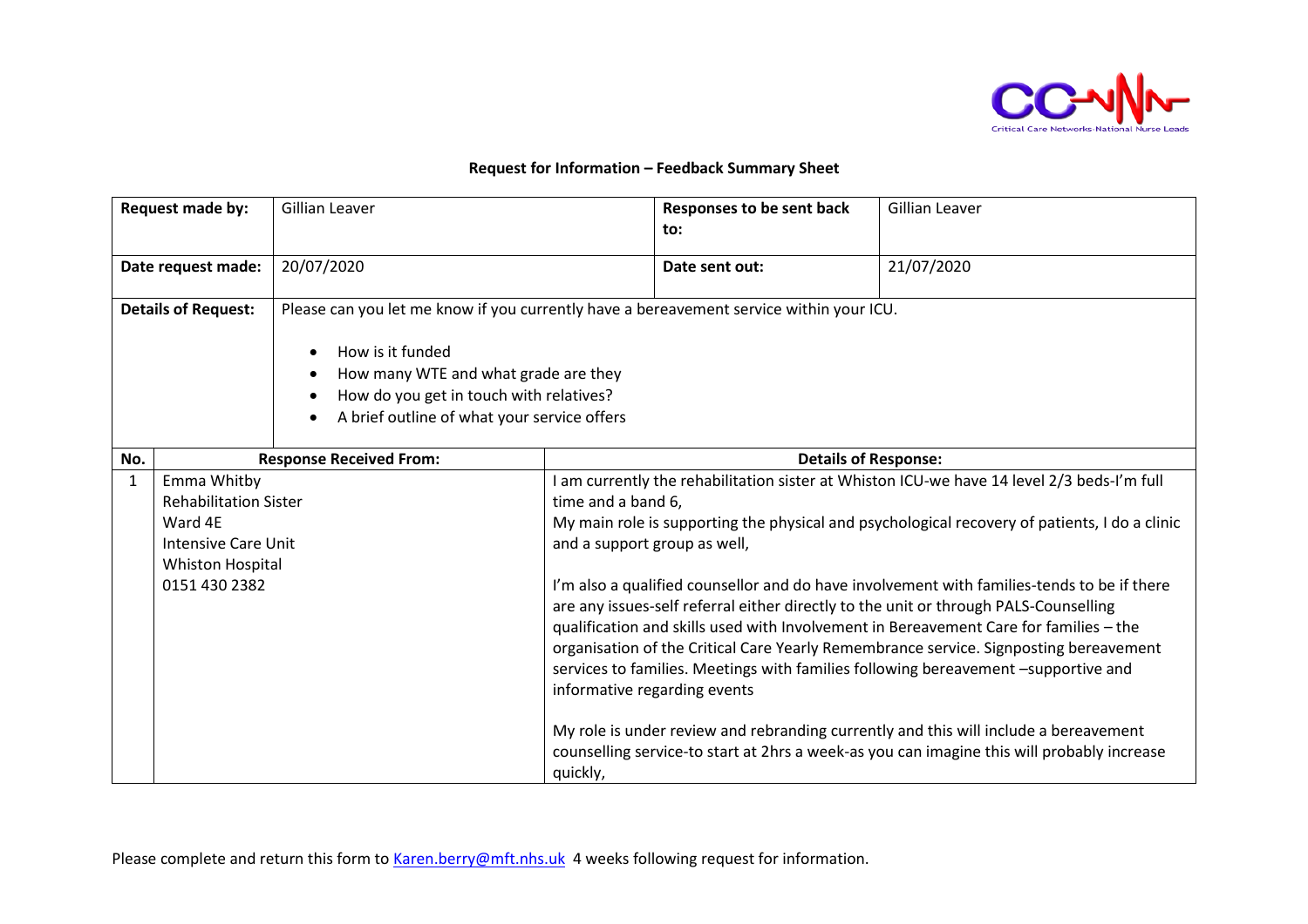## Request for Information – Feedback Summary Sheet

| **Request made by:** | Gillian Leaver | **Responses to be sent back to:** | Gillian Leaver |
|---|---|---|---|
| **Date request made:** | 20/07/2020 | **Date sent out:** | 21/07/2020 |
| **Details of Request:** | Please can you let me know if you currently have a bereavement service within your ICU.<br><br>• How is it funded<br>• How many WTE and what grade are they<br>• How do you get in touch with relatives?<br>• A brief outline of what your service offers | | |

| No. | Response Received From: | Details of Response: |
|---|---|---|
| 1 | Emma Whitby<br>Rehabilitation Sister<br>Ward 4E<br>Intensive Care Unit<br>Whiston Hospital<br>0151 430 2382 | I am currently the rehabilitation sister at Whiston ICU-we have 14 level 2/3 beds-I'm full time and a band 6,<br>My main role is supporting the physical and psychological recovery of patients, I do a clinic and a support group as well,<br><br>I'm also a qualified counsellor and do have involvement with families-tends to be if there are any issues-self referral either directly to the unit or through PALS-Counselling qualification and skills used with Involvement in Bereavement Care for families – the organisation of the Critical Care Yearly Remembrance service. Signposting bereavement services to families. Meetings with families following bereavement –supportive and informative regarding events<br><br>My role is under review and rebranding currently and this will include a bereavement counselling service-to start at 2hrs a week-as you can imagine this will probably increase quickly, |

Please complete and return this form to [Karen.berry@mft.nhs.uk](mailto:Karen.berry@mft.nhs.uk) 4 weeks following request for information.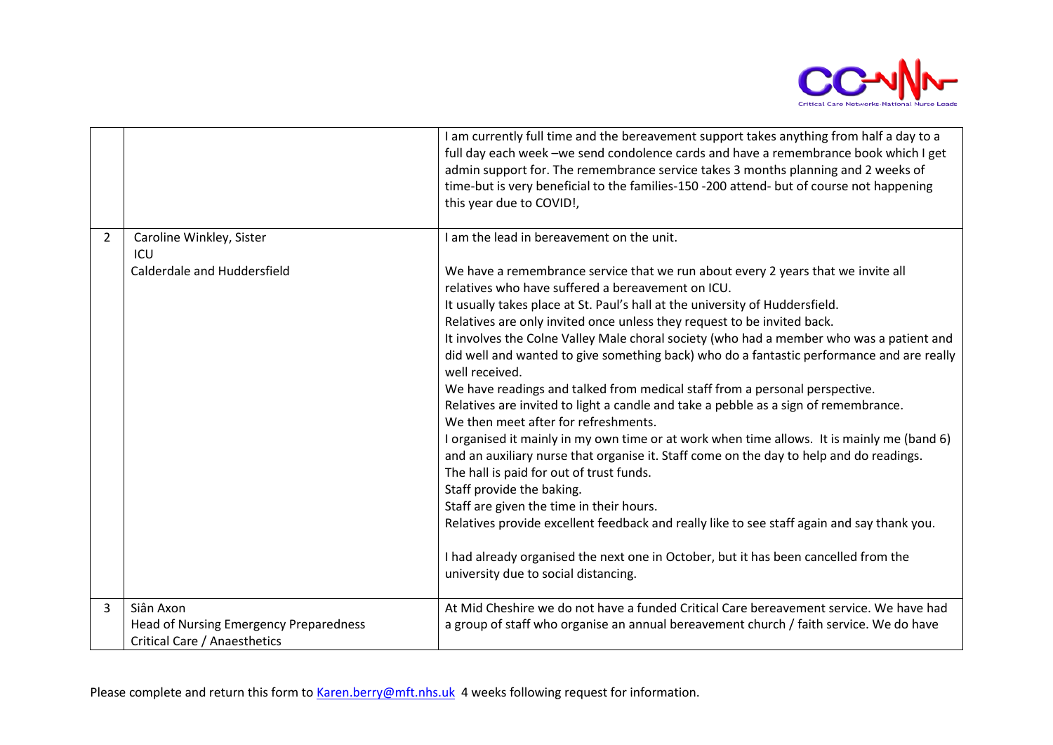| | | |
|---|---|---|
| | | I am currently full time and the bereavement support takes anything from half a day to a full day each week –we send condolence cards and have a remembrance book which I get admin support for. The remembrance service takes 3 months planning and 2 weeks of time-but is very beneficial to the families-150 -200 attend- but of course not happening this year due to COVID!, |
| 2 | Caroline Winkley, Sister<br>ICU<br>Calderdale and Huddersfield | I am the lead in bereavement on the unit.<br><br>We have a remembrance service that we run about every 2 years that we invite all relatives who have suffered a bereavement on ICU.<br>It usually takes place at St. Paul's hall at the university of Huddersfield.<br>Relatives are only invited once unless they request to be invited back.<br>It involves the Colne Valley Male choral society (who had a member who was a patient and did well and wanted to give something back) who do a fantastic performance and are really well received.<br>We have readings and talked from medical staff from a personal perspective.<br>Relatives are invited to light a candle and take a pebble as a sign of remembrance.<br>We then meet after for refreshments.<br>I organised it mainly in my own time or at work when time allows. It is mainly me (band 6) and an auxiliary nurse that organise it. Staff come on the day to help and do readings.<br>The hall is paid for out of trust funds.<br>Staff provide the baking.<br>Staff are given the time in their hours.<br>Relatives provide excellent feedback and really like to see staff again and say thank you.<br><br>I had already organised the next one in October, but it has been cancelled from the university due to social distancing. |
| 3 | Siân Axon<br>Head of Nursing Emergency Preparedness<br>Critical Care / Anaesthetics | At Mid Cheshire we do not have a funded Critical Care bereavement service. We have had a group of staff who organise an annual bereavement church / faith service. We do have |

Please complete and return this form to Karen.berry@mft.nhs.uk 4 weeks following request for information.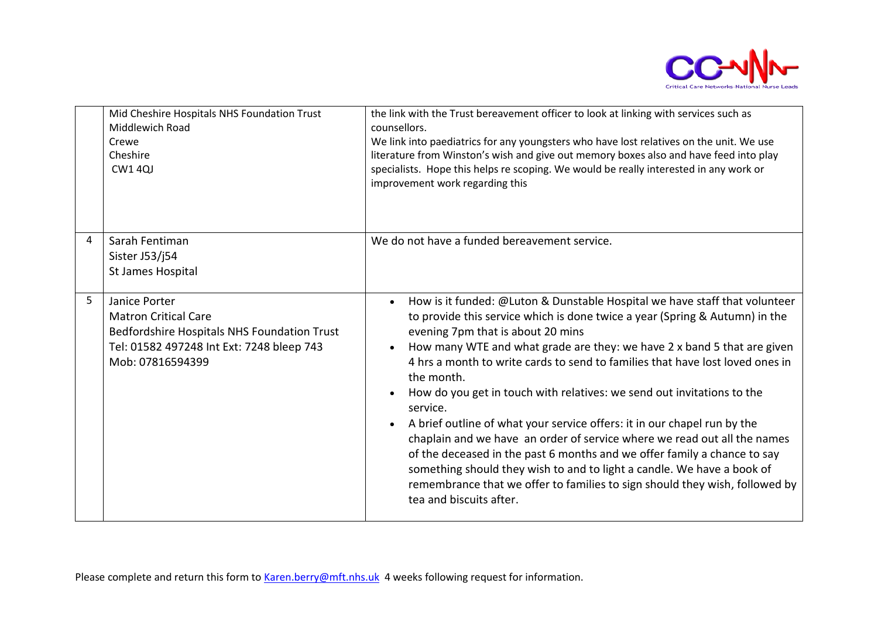| | | |
|---|---|---|
| | Mid Cheshire Hospitals NHS Foundation Trust<br>Middlewich Road<br>Crewe<br>Cheshire<br>CW1 4QJ | the link with the Trust bereavement officer to look at linking with services such as counsellors.<br>We link into paediatrics for any youngsters who have lost relatives on the unit. We use literature from Winston's wish and give out memory boxes also and have feed into play specialists. Hope this helps re scoping. We would be really interested in any work or improvement work regarding this |
| 4 | Sarah Fentiman<br>Sister J53/j54<br>St James Hospital | We do not have a funded bereavement service. |
| 5 | Janice Porter<br>Matron Critical Care<br>Bedfordshire Hospitals NHS Foundation Trust<br>Tel: 01582 497248 Int Ext: 7248 bleep 743<br>Mob: 07816594399 | • How is it funded: @Luton & Dunstable Hospital we have staff that volunteer to provide this service which is done twice a year (Spring & Autumn) in the evening 7pm that is about 20 mins<br>• How many WTE and what grade are they: we have 2 x band 5 that are given 4 hrs a month to write cards to send to families that have lost loved ones in the month.<br>• How do you get in touch with relatives: we send out invitations to the service.<br>• A brief outline of what your service offers: it in our chapel run by the chaplain and we have an order of service where we read out all the names of the deceased in the past 6 months and we offer family a chance to say something should they wish to and to light a candle. We have a book of remembrance that we offer to families to sign should they wish, followed by tea and biscuits after. |

Please complete and return this form to Karen.berry@mft.nhs.uk 4 weeks following request for information.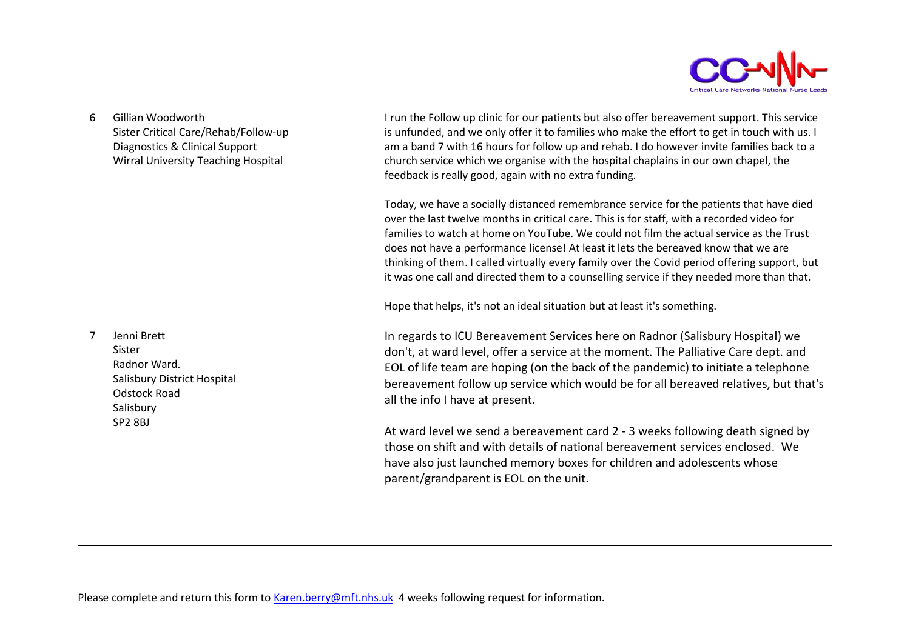| | | |
|---|---|---|
| 6 | Gillian Woodworth<br>Sister Critical Care/Rehab/Follow-up<br>Diagnostics & Clinical Support<br>Wirral University Teaching Hospital | I run the Follow up clinic for our patients but also offer bereavement support. This service is unfunded, and we only offer it to families who make the effort to get in touch with us. I am a band 7 with 16 hours for follow up and rehab. I do however invite families back to a church service which we organise with the hospital chaplains in our own chapel, the feedback is really good, again with no extra funding.<br><br>Today, we have a socially distanced remembrance service for the patients that have died over the last twelve months in critical care. This is for staff, with a recorded video for families to watch at home on YouTube. We could not film the actual service as the Trust does not have a performance license! At least it lets the bereaved know that we are thinking of them. I called virtually every family over the Covid period offering support, but it was one call and directed them to a counselling service if they needed more than that.<br><br>Hope that helps, it's not an ideal situation but at least it's something. |
| 7 | Jenni Brett<br>Sister<br>Radnor Ward.<br>Salisbury District Hospital<br>Odstock Road<br>Salisbury<br>SP2 8BJ | In regards to ICU Bereavement Services here on Radnor (Salisbury Hospital) we don't, at ward level, offer a service at the moment. The Palliative Care dept. and EOL of life team are hoping (on the back of the pandemic) to initiate a telephone bereavement follow up service which would be for all bereaved relatives, but that's all the info I have at present.<br><br>At ward level we send a bereavement card 2 - 3 weeks following death signed by those on shift and with details of national bereavement services enclosed. We have also just launched memory boxes for children and adolescents whose parent/grandparent is EOL on the unit. |

Please complete and return this form to Karen.berry@mft.nhs.uk 4 weeks following request for information.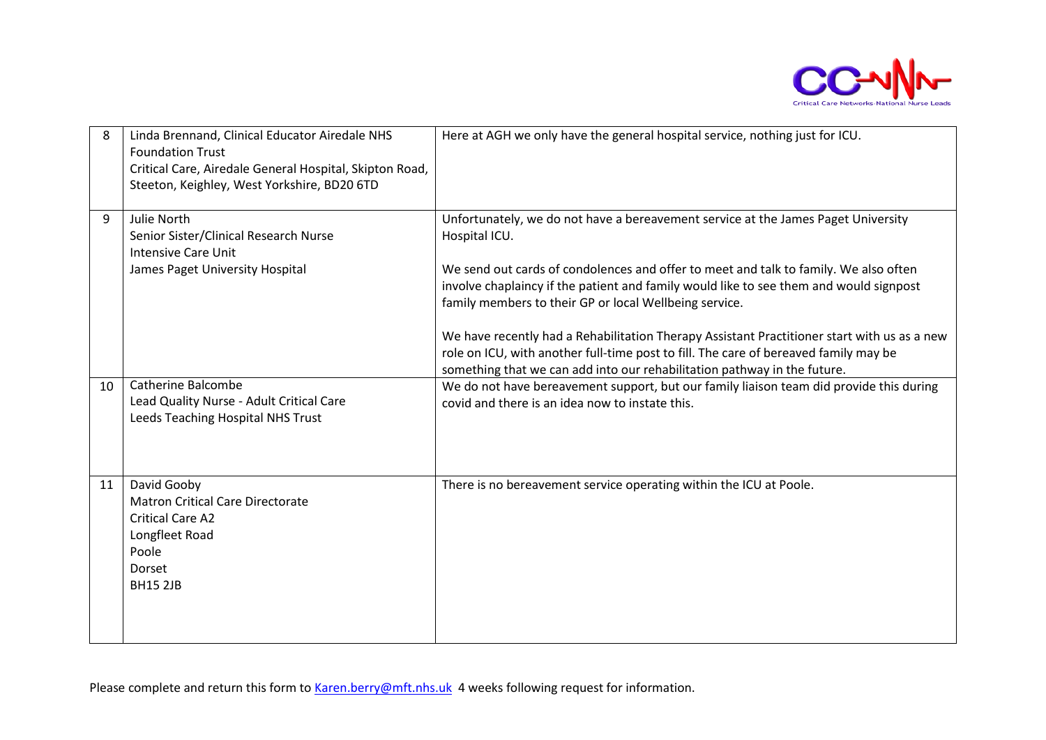| | | |
|---|---|---|
| 8 | Linda Brennand, Clinical Educator Airedale NHS Foundation Trust<br>Critical Care, Airedale General Hospital, Skipton Road, Steeton, Keighley, West Yorkshire, BD20 6TD | Here at AGH we only have the general hospital service, nothing just for ICU. |
| 9 | Julie North<br>Senior Sister/Clinical Research Nurse<br>Intensive Care Unit<br>James Paget University Hospital | Unfortunately, we do not have a bereavement service at the James Paget University Hospital ICU.<br><br>We send out cards of condolences and offer to meet and talk to family. We also often involve chaplaincy if the patient and family would like to see them and would signpost family members to their GP or local Wellbeing service.<br><br>We have recently had a Rehabilitation Therapy Assistant Practitioner start with us as a new role on ICU, with another full-time post to fill. The care of bereaved family may be something that we can add into our rehabilitation pathway in the future. |
| 10 | Catherine Balcombe<br>Lead Quality Nurse - Adult Critical Care<br>Leeds Teaching Hospital NHS Trust | We do not have bereavement support, but our family liaison team did provide this during covid and there is an idea now to instate this. |
| 11 | David Gooby<br>Matron Critical Care Directorate<br>Critical Care A2<br>Longfleet Road<br>Poole<br>Dorset<br>BH15 2JB | There is no bereavement service operating within the ICU at Poole. |

Please complete and return this form to Karen.berry@mft.nhs.uk 4 weeks following request for information.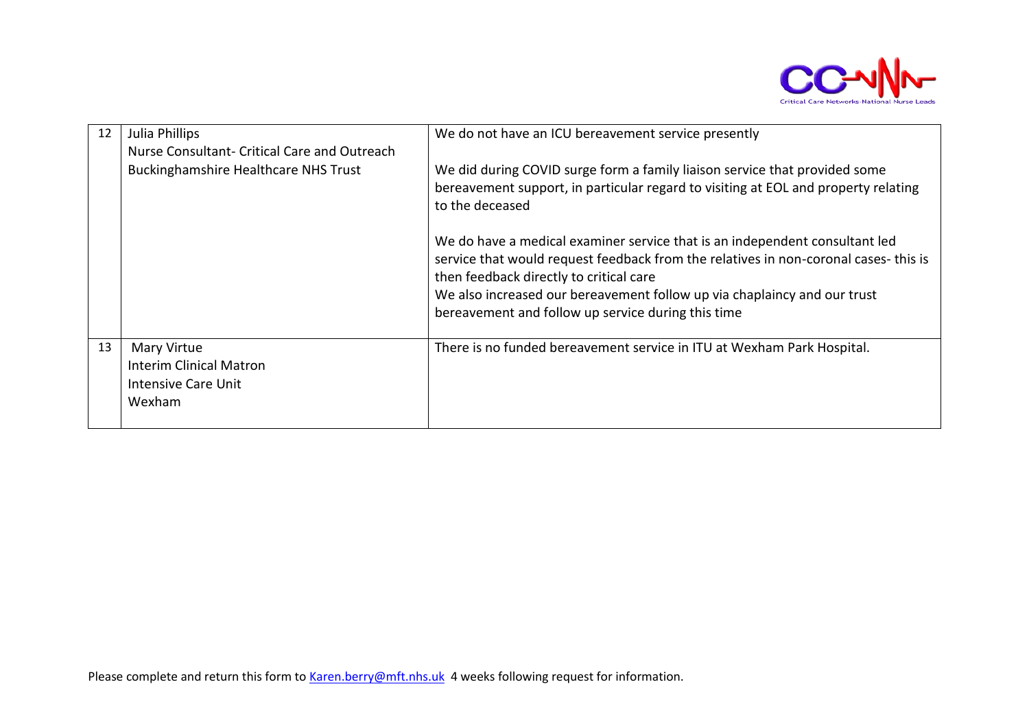| | | |
|---|---|---|
| 12 | Julia Phillips<br>Nurse Consultant- Critical Care and Outreach<br>Buckinghamshire Healthcare NHS Trust | We do not have an ICU bereavement service presently<br><br>We did during COVID surge form a family liaison service that provided some bereavement support, in particular regard to visiting at EOL and property relating to the deceased<br><br>We do have a medical examiner service that is an independent consultant led service that would request feedback from the relatives in non-coronal cases- this is then feedback directly to critical care<br>We also increased our bereavement follow up via chaplaincy and our trust bereavement and follow up service during this time |
| 13 | Mary Virtue<br>Interim Clinical Matron<br>Intensive Care Unit<br>Wexham | There is no funded bereavement service in ITU at Wexham Park Hospital. |

Please complete and return this form to [Karen.berry@mft.nhs.uk](mailto:Karen.berry@mft.nhs.uk) 4 weeks following request for information.